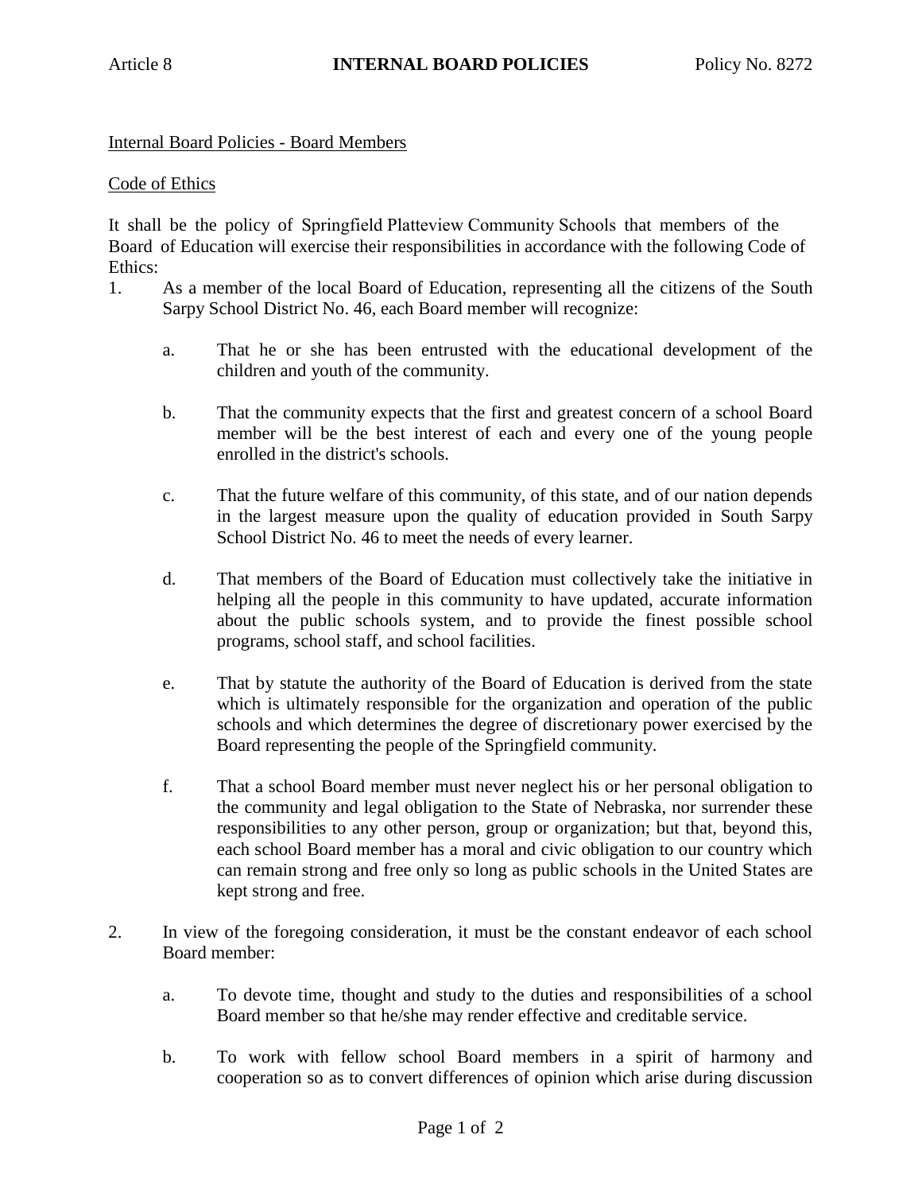Article 8 **INTERNAL BOARD POLICIES** Policy No. 8272

Internal Board Policies - Board Members

Code of Ethics

It shall be the policy of Springfield Platteview Community Schools that members of the Board of Education will exercise their responsibilities in accordance with the following Code of Ethics:

1. As a member of the local Board of Education, representing all the citizens of the South Sarpy School District No. 46, each Board member will recognize:

   a. That he or she has been entrusted with the educational development of the children and youth of the community.

   b. That the community expects that the first and greatest concern of a school Board member will be the best interest of each and every one of the young people enrolled in the district's schools.

   c. That the future welfare of this community, of this state, and of our nation depends in the largest measure upon the quality of education provided in South Sarpy School District No. 46 to meet the needs of every learner.

   d. That members of the Board of Education must collectively take the initiative in helping all the people in this community to have updated, accurate information about the public schools system, and to provide the finest possible school programs, school staff, and school facilities.

   e. That by statute the authority of the Board of Education is derived from the state which is ultimately responsible for the organization and operation of the public schools and which determines the degree of discretionary power exercised by the Board representing the people of the Springfield community.

   f. That a school Board member must never neglect his or her personal obligation to the community and legal obligation to the State of Nebraska, nor surrender these responsibilities to any other person, group or organization; but that, beyond this, each school Board member has a moral and civic obligation to our country which can remain strong and free only so long as public schools in the United States are kept strong and free.

2. In view of the foregoing consideration, it must be the constant endeavor of each school Board member:

   a. To devote time, thought and study to the duties and responsibilities of a school Board member so that he/she may render effective and creditable service.

   b. To work with fellow school Board members in a spirit of harmony and cooperation so as to convert differences of opinion which arise during discussion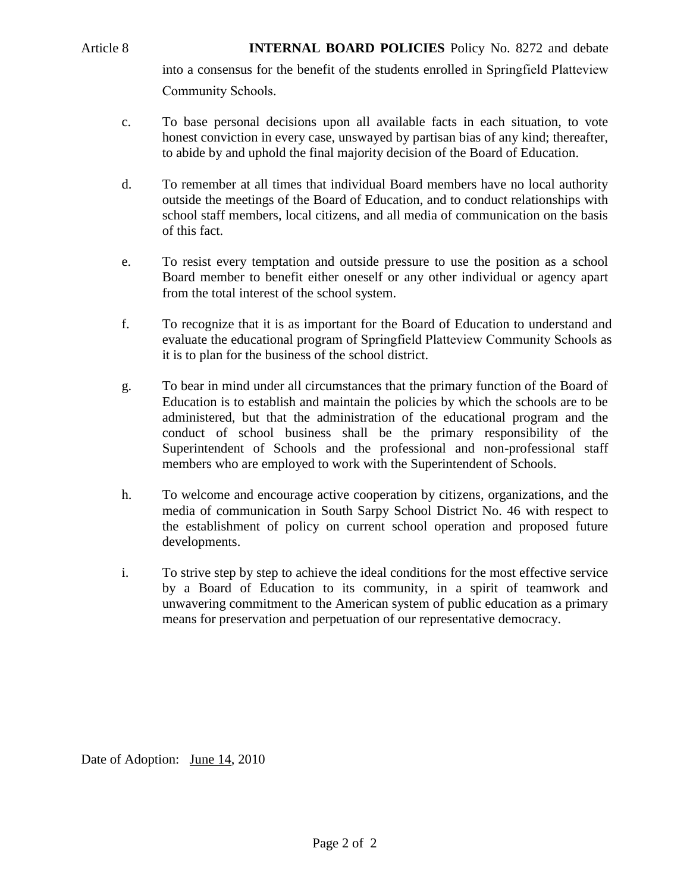into a consensus for the benefit of the students enrolled in Springfield Platteview Community Schools.

c. To base personal decisions upon all available facts in each situation, to vote honest conviction in every case, unswayed by partisan bias of any kind; thereafter, to abide by and uphold the final majority decision of the Board of Education.

d. To remember at all times that individual Board members have no local authority outside the meetings of the Board of Education, and to conduct relationships with school staff members, local citizens, and all media of communication on the basis of this fact.

e. To resist every temptation and outside pressure to use the position as a school Board member to benefit either oneself or any other individual or agency apart from the total interest of the school system.

f. To recognize that it is as important for the Board of Education to understand and evaluate the educational program of Springfield Platteview Community Schools as it is to plan for the business of the school district.

g. To bear in mind under all circumstances that the primary function of the Board of Education is to establish and maintain the policies by which the schools are to be administered, but that the administration of the educational program and the conduct of school business shall be the primary responsibility of the Superintendent of Schools and the professional and non-professional staff members who are employed to work with the Superintendent of Schools.

h. To welcome and encourage active cooperation by citizens, organizations, and the media of communication in South Sarpy School District No. 46 with respect to the establishment of policy on current school operation and proposed future developments.

i. To strive step by step to achieve the ideal conditions for the most effective service by a Board of Education to its community, in a spirit of teamwork and unwavering commitment to the American system of public education as a primary means for preservation and perpetuation of our representative democracy.

Date of Adoption: June 14, 2010